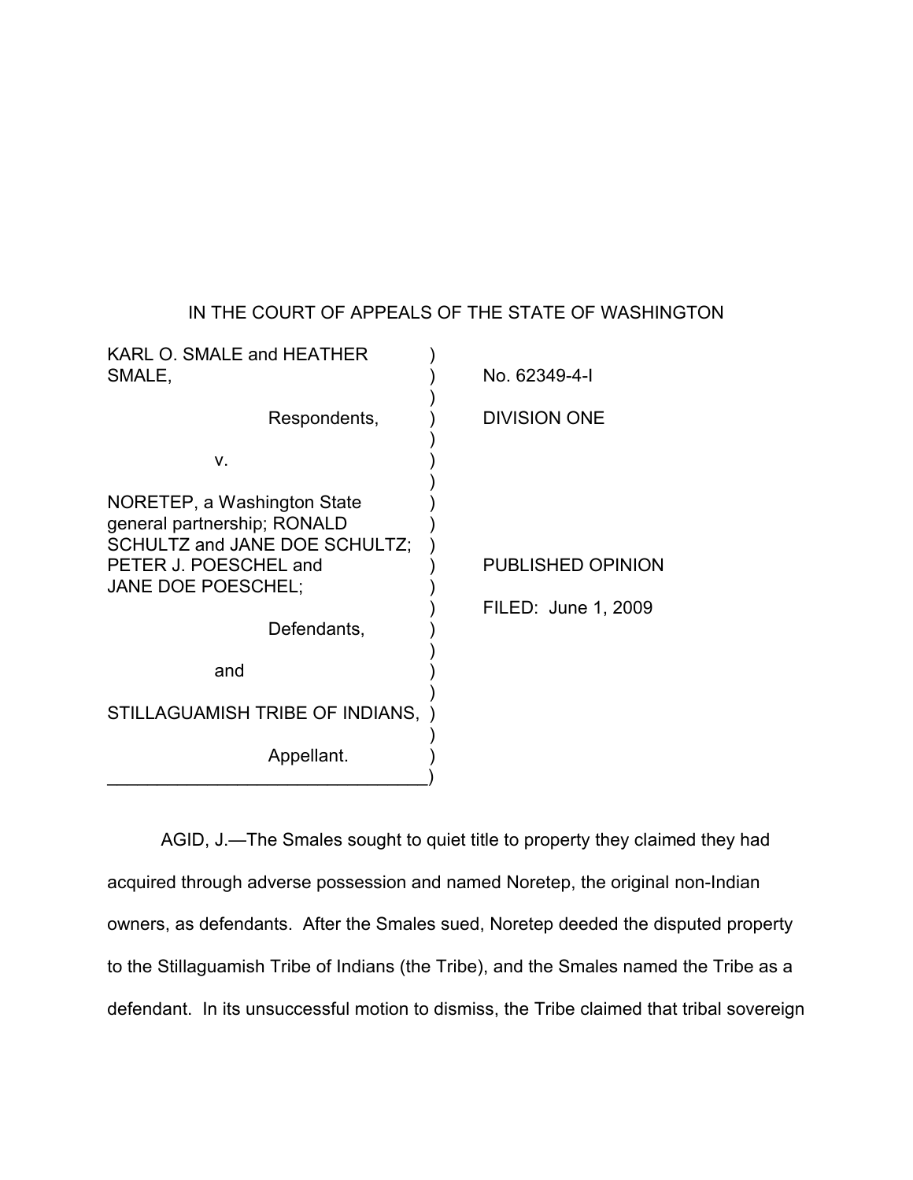IN THE COURT OF APPEALS OF THE STATE OF WASHINGTON

| | |
|---|---|
| KARL O. SMALE and HEATHER SMALE, | No. 62349-4-I |
| Respondents, | DIVISION ONE |
| v. | |
| NORETEP, a Washington State general partnership; RONALD SCHULTZ and JANE DOE SCHULTZ; PETER J. POESCHEL and JANE DOE POESCHEL; | PUBLISHED OPINION |
| Defendants, | FILED: June 1, 2009 |
| and | |
| STILLAGUAMISH TRIBE OF INDIANS, | |
| Appellant. | |

AGID, J.—The Smales sought to quiet title to property they claimed they had acquired through adverse possession and named Noretep, the original non-Indian owners, as defendants. After the Smales sued, Noretep deeded the disputed property to the Stillaguamish Tribe of Indians (the Tribe), and the Smales named the Tribe as a defendant. In its unsuccessful motion to dismiss, the Tribe claimed that tribal sovereign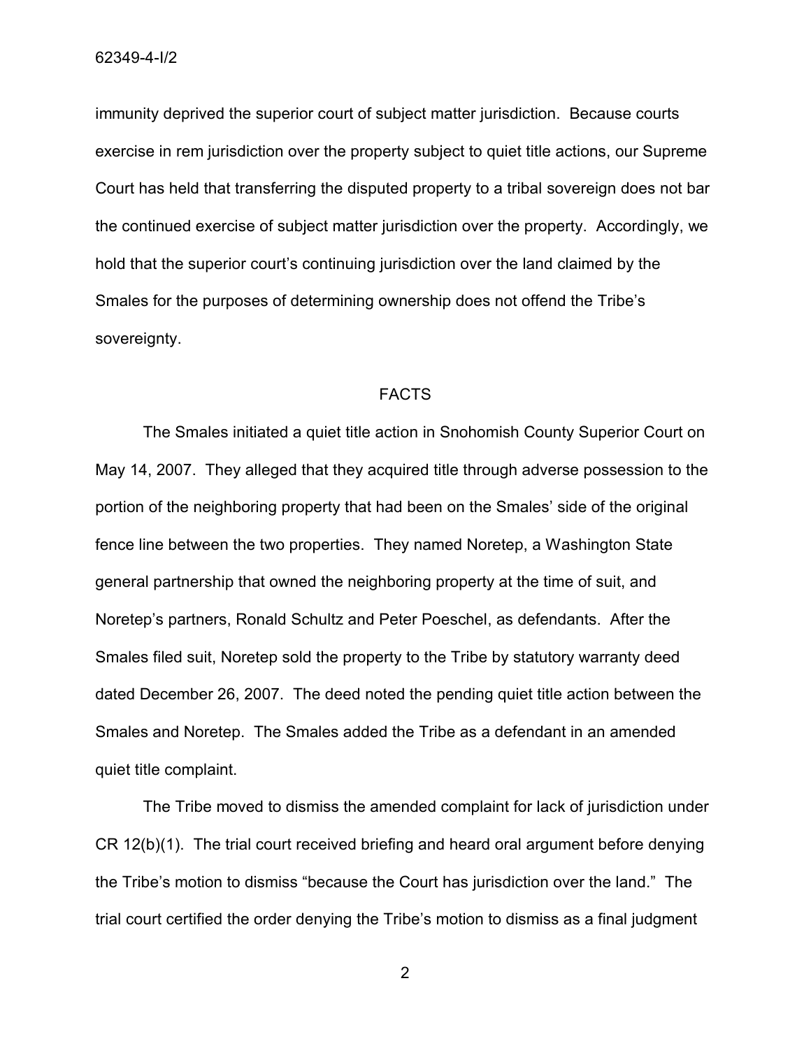immunity deprived the superior court of subject matter jurisdiction. Because courts exercise in rem jurisdiction over the property subject to quiet title actions, our Supreme Court has held that transferring the disputed property to a tribal sovereign does not bar the continued exercise of subject matter jurisdiction over the property. Accordingly, we hold that the superior court's continuing jurisdiction over the land claimed by the Smales for the purposes of determining ownership does not offend the Tribe's sovereignty.

## FACTS

The Smales initiated a quiet title action in Snohomish County Superior Court on May 14, 2007. They alleged that they acquired title through adverse possession to the portion of the neighboring property that had been on the Smales' side of the original fence line between the two properties. They named Noretep, a Washington State general partnership that owned the neighboring property at the time of suit, and Noretep's partners, Ronald Schultz and Peter Poeschel, as defendants. After the Smales filed suit, Noretep sold the property to the Tribe by statutory warranty deed dated December 26, 2007. The deed noted the pending quiet title action between the Smales and Noretep. The Smales added the Tribe as a defendant in an amended quiet title complaint.

The Tribe moved to dismiss the amended complaint for lack of jurisdiction under CR 12(b)(1). The trial court received briefing and heard oral argument before denying the Tribe's motion to dismiss "because the Court has jurisdiction over the land." The trial court certified the order denying the Tribe's motion to dismiss as a final judgment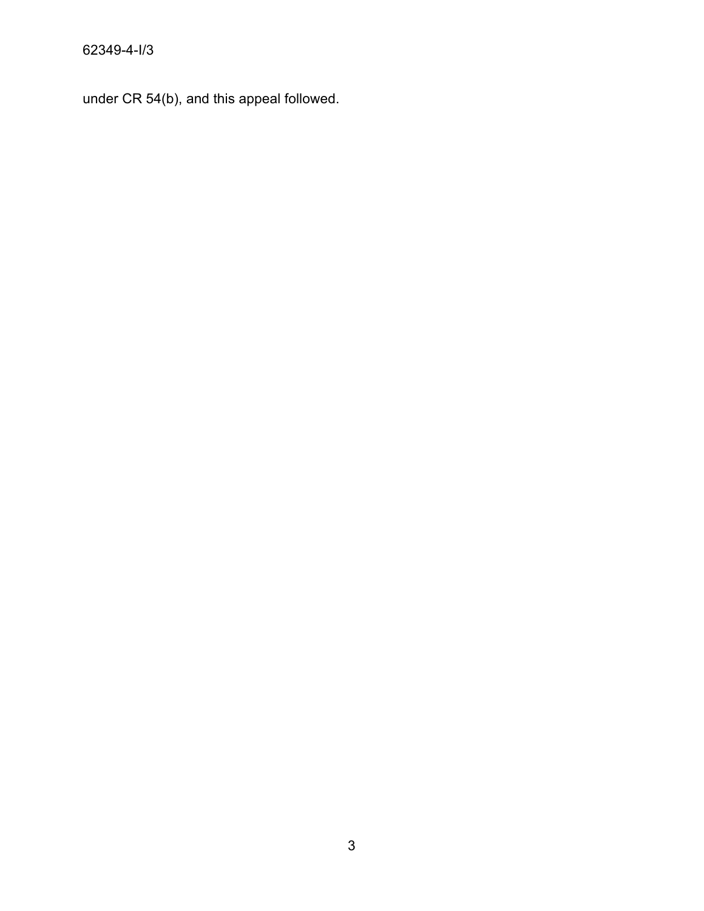under CR 54(b), and this appeal followed.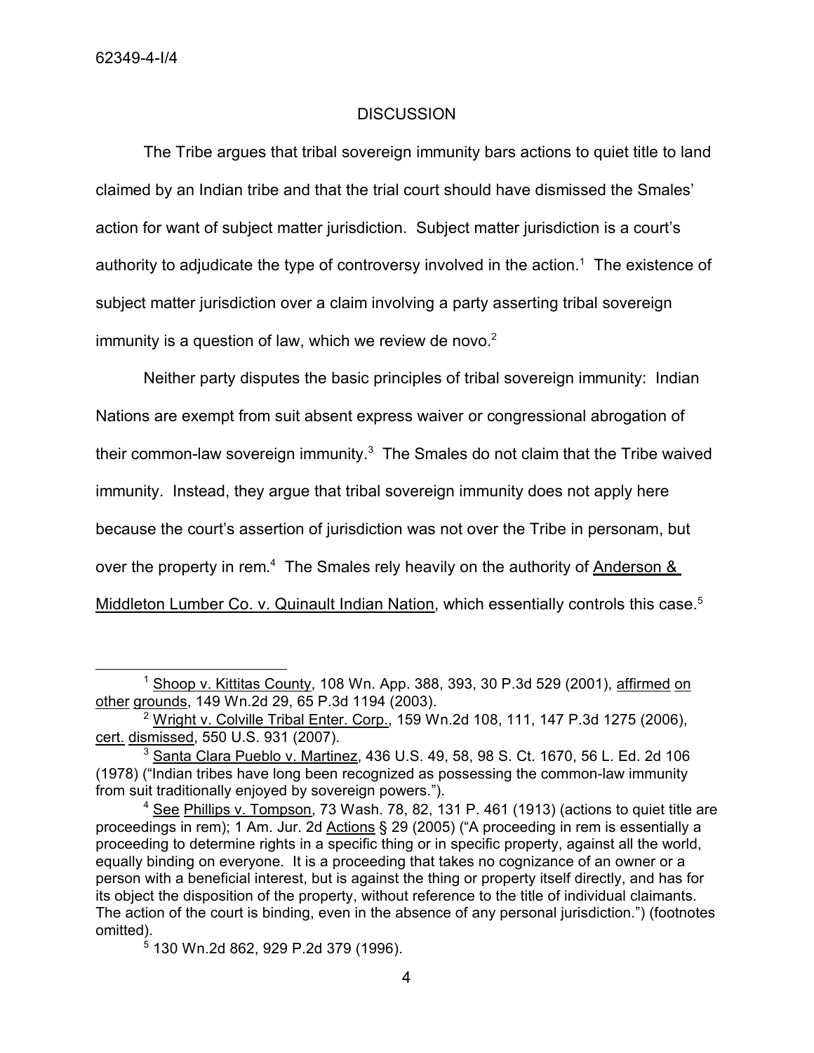## DISCUSSION

The Tribe argues that tribal sovereign immunity bars actions to quiet title to land claimed by an Indian tribe and that the trial court should have dismissed the Smales' action for want of subject matter jurisdiction. Subject matter jurisdiction is a court's authority to adjudicate the type of controversy involved in the action.[1] The existence of subject matter jurisdiction over a claim involving a party asserting tribal sovereign immunity is a question of law, which we review de novo.[2]

Neither party disputes the basic principles of tribal sovereign immunity: Indian Nations are exempt from suit absent express waiver or congressional abrogation of their common-law sovereign immunity.[3] The Smales do not claim that the Tribe waived immunity. Instead, they argue that tribal sovereign immunity does not apply here because the court's assertion of jurisdiction was not over the Tribe in personam, but over the property in rem.[4] The Smales rely heavily on the authority of Anderson & Middleton Lumber Co. v. Quinault Indian Nation, which essentially controls this case.[5]

---

[1] Shoop v. Kittitas County, 108 Wn. App. 388, 393, 30 P.3d 529 (2001), affirmed on other grounds, 149 Wn.2d 29, 65 P.3d 1194 (2003).

[2] Wright v. Colville Tribal Enter. Corp., 159 Wn.2d 108, 111, 147 P.3d 1275 (2006), cert. dismissed, 550 U.S. 931 (2007).

[3] Santa Clara Pueblo v. Martinez, 436 U.S. 49, 58, 98 S. Ct. 1670, 56 L. Ed. 2d 106 (1978) ("Indian tribes have long been recognized as possessing the common-law immunity from suit traditionally enjoyed by sovereign powers.").

[4] See Phillips v. Tompson, 73 Wash. 78, 82, 131 P. 461 (1913) (actions to quiet title are proceedings in rem); 1 Am. Jur. 2d Actions § 29 (2005) ("A proceeding in rem is essentially a proceeding to determine rights in a specific thing or in specific property, against all the world, equally binding on everyone. It is a proceeding that takes no cognizance of an owner or a person with a beneficial interest, but is against the thing or property itself directly, and has for its object the disposition of the property, without reference to the title of individual claimants. The action of the court is binding, even in the absence of any personal jurisdiction.") (footnotes omitted).

[5] 130 Wn.2d 862, 929 P.2d 379 (1996).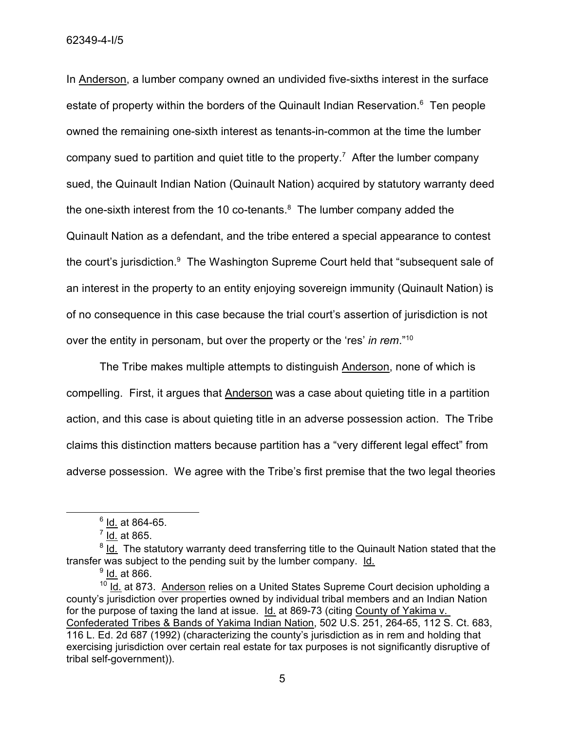In Anderson, a lumber company owned an undivided five-sixths interest in the surface estate of property within the borders of the Quinault Indian Reservation.[6] Ten people owned the remaining one-sixth interest as tenants-in-common at the time the lumber company sued to partition and quiet title to the property.[7] After the lumber company sued, the Quinault Indian Nation (Quinault Nation) acquired by statutory warranty deed the one-sixth interest from the 10 co-tenants.[8] The lumber company added the Quinault Nation as a defendant, and the tribe entered a special appearance to contest the court's jurisdiction.[9] The Washington Supreme Court held that "subsequent sale of an interest in the property to an entity enjoying sovereign immunity (Quinault Nation) is of no consequence in this case because the trial court's assertion of jurisdiction is not over the entity in personam, but over the property or the 'res' *in rem*."[10]

The Tribe makes multiple attempts to distinguish Anderson, none of which is compelling. First, it argues that Anderson was a case about quieting title in a partition action, and this case is about quieting title in an adverse possession action. The Tribe claims this distinction matters because partition has a "very different legal effect" from adverse possession. We agree with the Tribe's first premise that the two legal theories

---

[6] Id. at 864-65.

[7] Id. at 865.

[8] Id. The statutory warranty deed transferring title to the Quinault Nation stated that the transfer was subject to the pending suit by the lumber company. Id.

[9] Id. at 866.

[10] Id. at 873. Anderson relies on a United States Supreme Court decision upholding a county's jurisdiction over properties owned by individual tribal members and an Indian Nation for the purpose of taxing the land at issue. Id. at 869-73 (citing County of Yakima v. Confederated Tribes & Bands of Yakima Indian Nation, 502 U.S. 251, 264-65, 112 S. Ct. 683, 116 L. Ed. 2d 687 (1992) (characterizing the county's jurisdiction as in rem and holding that exercising jurisdiction over certain real estate for tax purposes is not significantly disruptive of tribal self-government)).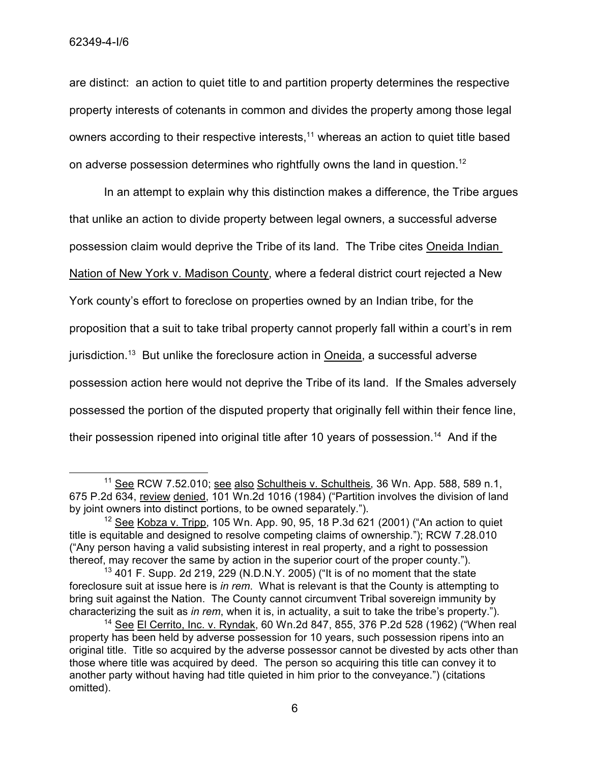are distinct: an action to quiet title to and partition property determines the respective property interests of cotenants in common and divides the property among those legal owners according to their respective interests,[11] whereas an action to quiet title based on adverse possession determines who rightfully owns the land in question.[12]

In an attempt to explain why this distinction makes a difference, the Tribe argues that unlike an action to divide property between legal owners, a successful adverse possession claim would deprive the Tribe of its land. The Tribe cites Oneida Indian Nation of New York v. Madison County, where a federal district court rejected a New York county's effort to foreclose on properties owned by an Indian tribe, for the proposition that a suit to take tribal property cannot properly fall within a court's in rem jurisdiction.[13] But unlike the foreclosure action in Oneida, a successful adverse possession action here would not deprive the Tribe of its land. If the Smales adversely possessed the portion of the disputed property that originally fell within their fence line, their possession ripened into original title after 10 years of possession.[14] And if the

---

[11] See RCW 7.52.010; see also Schultheis v. Schultheis, 36 Wn. App. 588, 589 n.1, 675 P.2d 634, review denied, 101 Wn.2d 1016 (1984) ("Partition involves the division of land by joint owners into distinct portions, to be owned separately.").

[12] See Kobza v. Tripp, 105 Wn. App. 90, 95, 18 P.3d 621 (2001) ("An action to quiet title is equitable and designed to resolve competing claims of ownership."); RCW 7.28.010 ("Any person having a valid subsisting interest in real property, and a right to possession thereof, may recover the same by action in the superior court of the proper county.").

[13] 401 F. Supp. 2d 219, 229 (N.D.N.Y. 2005) ("It is of no moment that the state foreclosure suit at issue here is *in rem*. What is relevant is that the County is attempting to bring suit against the Nation. The County cannot circumvent Tribal sovereign immunity by characterizing the suit as *in rem*, when it is, in actuality, a suit to take the tribe's property.").

[14] See El Cerrito, Inc. v. Ryndak, 60 Wn.2d 847, 855, 376 P.2d 528 (1962) ("When real property has been held by adverse possession for 10 years, such possession ripens into an original title. Title so acquired by the adverse possessor cannot be divested by acts other than those where title was acquired by deed. The person so acquiring this title can convey it to another party without having had title quieted in him prior to the conveyance.") (citations omitted).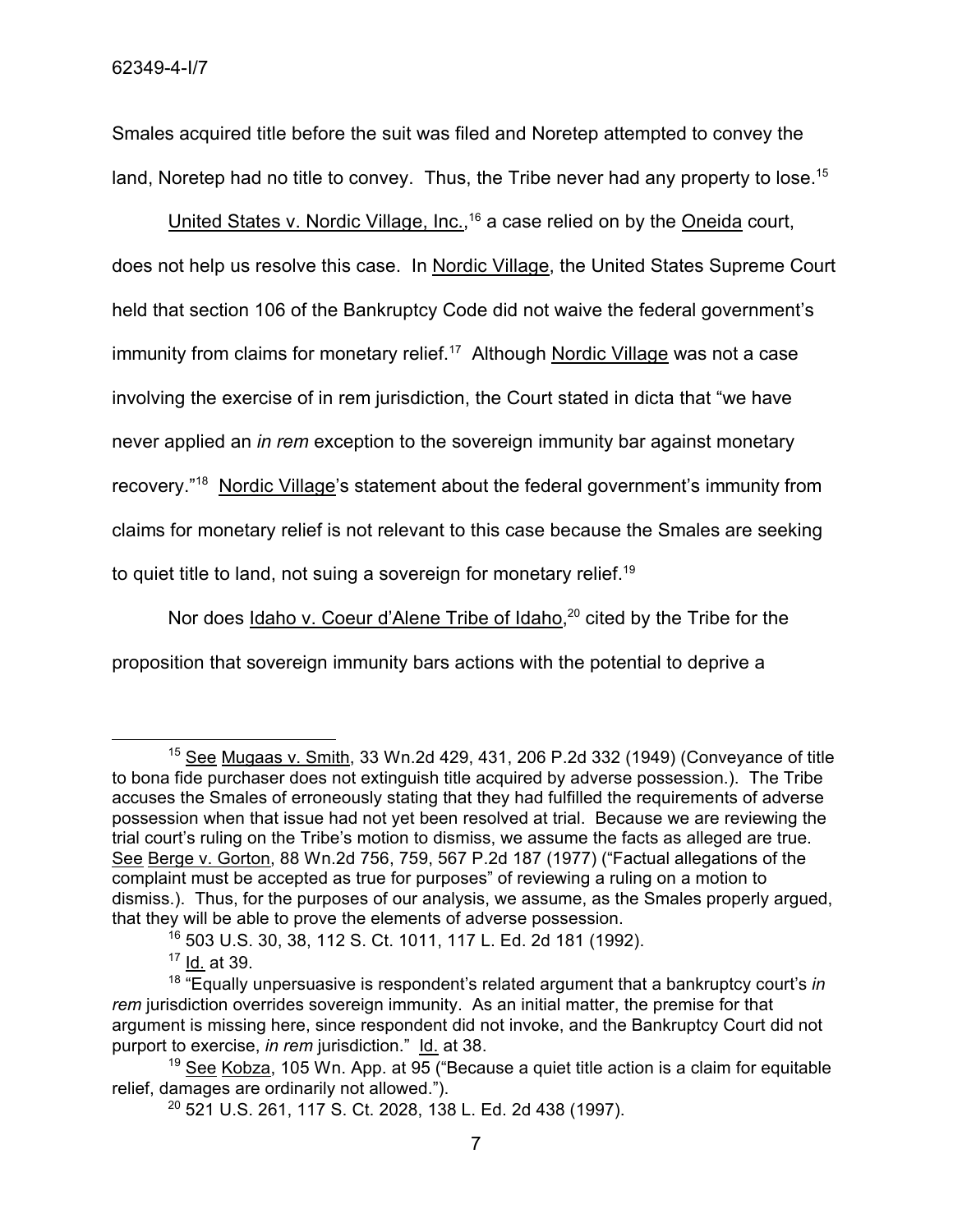Smales acquired title before the suit was filed and Noretep attempted to convey the land, Noretep had no title to convey. Thus, the Tribe never had any property to lose.[15]

United States v. Nordic Village, Inc.,[16] a case relied on by the Oneida court, does not help us resolve this case. In Nordic Village, the United States Supreme Court held that section 106 of the Bankruptcy Code did not waive the federal government's immunity from claims for monetary relief.[17] Although Nordic Village was not a case involving the exercise of in rem jurisdiction, the Court stated in dicta that "we have never applied an *in rem* exception to the sovereign immunity bar against monetary recovery."[18] Nordic Village's statement about the federal government's immunity from claims for monetary relief is not relevant to this case because the Smales are seeking to quiet title to land, not suing a sovereign for monetary relief.[19]

Nor does Idaho v. Coeur d'Alene Tribe of Idaho,[20] cited by the Tribe for the proposition that sovereign immunity bars actions with the potential to deprive a

---

[15] See Mugaas v. Smith, 33 Wn.2d 429, 431, 206 P.2d 332 (1949) (Conveyance of title to bona fide purchaser does not extinguish title acquired by adverse possession.). The Tribe accuses the Smales of erroneously stating that they had fulfilled the requirements of adverse possession when that issue had not yet been resolved at trial. Because we are reviewing the trial court's ruling on the Tribe's motion to dismiss, we assume the facts as alleged are true. See Berge v. Gorton, 88 Wn.2d 756, 759, 567 P.2d 187 (1977) ("Factual allegations of the complaint must be accepted as true for purposes" of reviewing a ruling on a motion to dismiss.). Thus, for the purposes of our analysis, we assume, as the Smales properly argued, that they will be able to prove the elements of adverse possession.

[16] 503 U.S. 30, 38, 112 S. Ct. 1011, 117 L. Ed. 2d 181 (1992).

[17] Id. at 39.

[18] "Equally unpersuasive is respondent's related argument that a bankruptcy court's *in rem* jurisdiction overrides sovereign immunity. As an initial matter, the premise for that argument is missing here, since respondent did not invoke, and the Bankruptcy Court did not purport to exercise, *in rem* jurisdiction." Id. at 38.

[19] See Kobza, 105 Wn. App. at 95 ("Because a quiet title action is a claim for equitable relief, damages are ordinarily not allowed.").

[20] 521 U.S. 261, 117 S. Ct. 2028, 138 L. Ed. 2d 438 (1997).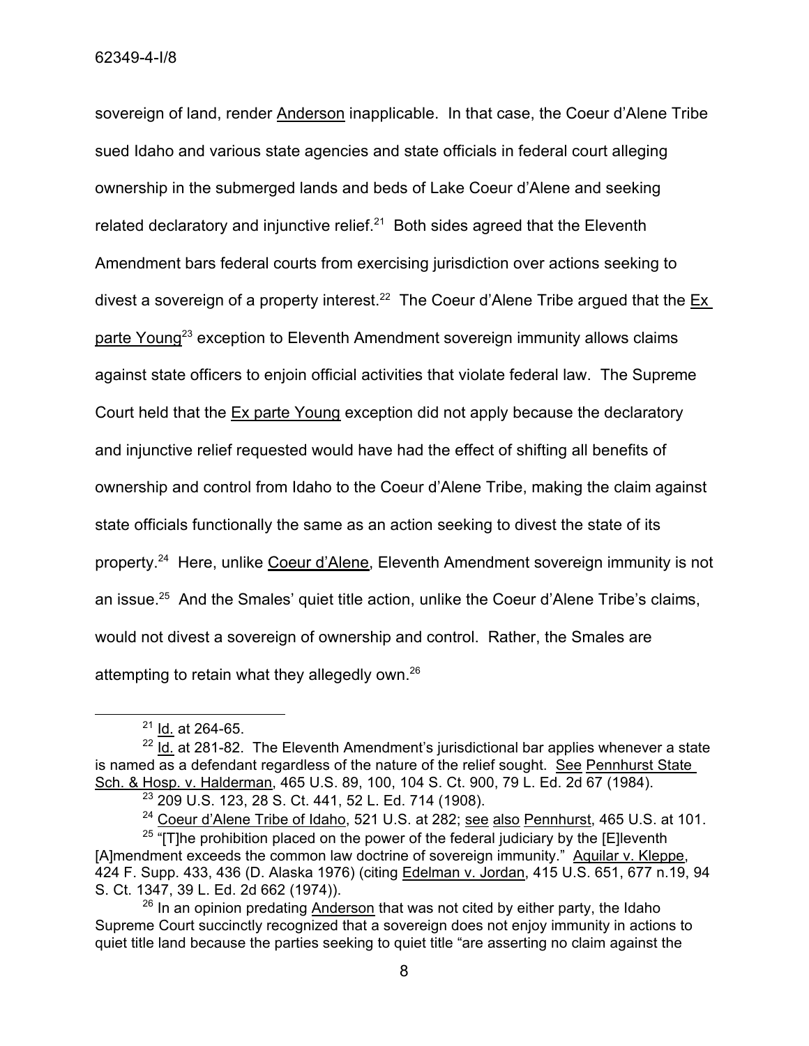sovereign of land, render Anderson inapplicable. In that case, the Coeur d'Alene Tribe sued Idaho and various state agencies and state officials in federal court alleging ownership in the submerged lands and beds of Lake Coeur d'Alene and seeking related declaratory and injunctive relief.[21] Both sides agreed that the Eleventh Amendment bars federal courts from exercising jurisdiction over actions seeking to divest a sovereign of a property interest.[22] The Coeur d'Alene Tribe argued that the Ex parte Young[23] exception to Eleventh Amendment sovereign immunity allows claims against state officers to enjoin official activities that violate federal law. The Supreme Court held that the Ex parte Young exception did not apply because the declaratory and injunctive relief requested would have had the effect of shifting all benefits of ownership and control from Idaho to the Coeur d'Alene Tribe, making the claim against state officials functionally the same as an action seeking to divest the state of its property.[24] Here, unlike Coeur d'Alene, Eleventh Amendment sovereign immunity is not an issue.[25] And the Smales' quiet title action, unlike the Coeur d'Alene Tribe's claims, would not divest a sovereign of ownership and control. Rather, the Smales are attempting to retain what they allegedly own.[26]

---

[21] Id. at 264-65.

[22] Id. at 281-82. The Eleventh Amendment's jurisdictional bar applies whenever a state is named as a defendant regardless of the nature of the relief sought. See Pennhurst State Sch. & Hosp. v. Halderman, 465 U.S. 89, 100, 104 S. Ct. 900, 79 L. Ed. 2d 67 (1984).

[23] 209 U.S. 123, 28 S. Ct. 441, 52 L. Ed. 714 (1908).

[24] Coeur d'Alene Tribe of Idaho, 521 U.S. at 282; see also Pennhurst, 465 U.S. at 101.

[25] "[T]he prohibition placed on the power of the federal judiciary by the [E]leventh [A]mendment exceeds the common law doctrine of sovereign immunity." Aquilar v. Kleppe, 424 F. Supp. 433, 436 (D. Alaska 1976) (citing Edelman v. Jordan, 415 U.S. 651, 677 n.19, 94 S. Ct. 1347, 39 L. Ed. 2d 662 (1974)).

[26] In an opinion predating Anderson that was not cited by either party, the Idaho Supreme Court succinctly recognized that a sovereign does not enjoy immunity in actions to quiet title land because the parties seeking to quiet title "are asserting no claim against the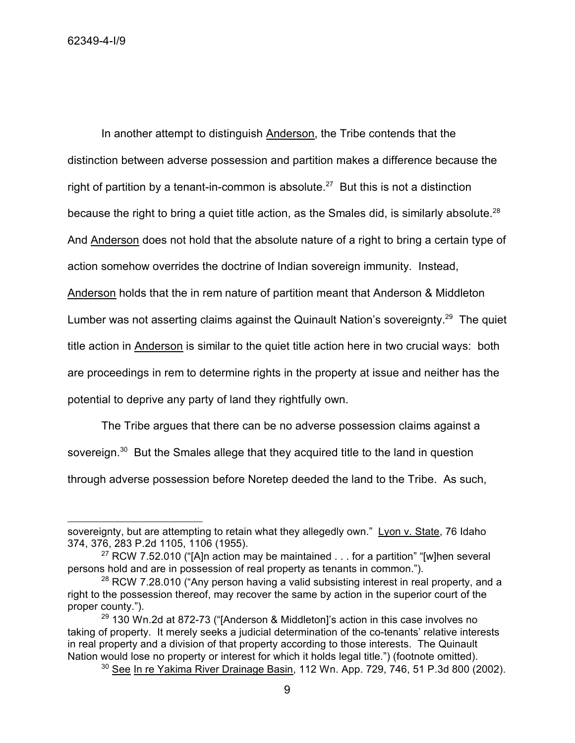In another attempt to distinguish Anderson, the Tribe contends that the distinction between adverse possession and partition makes a difference because the right of partition by a tenant-in-common is absolute.[27] But this is not a distinction because the right to bring a quiet title action, as the Smales did, is similarly absolute.[28] And Anderson does not hold that the absolute nature of a right to bring a certain type of action somehow overrides the doctrine of Indian sovereign immunity. Instead, Anderson holds that the in rem nature of partition meant that Anderson & Middleton Lumber was not asserting claims against the Quinault Nation's sovereignty.[29] The quiet title action in Anderson is similar to the quiet title action here in two crucial ways: both are proceedings in rem to determine rights in the property at issue and neither has the potential to deprive any party of land they rightfully own.

The Tribe argues that there can be no adverse possession claims against a sovereign.[30] But the Smales allege that they acquired title to the land in question through adverse possession before Noretep deeded the land to the Tribe. As such,

---

sovereignty, but are attempting to retain what they allegedly own." Lyon v. State, 76 Idaho 374, 376, 283 P.2d 1105, 1106 (1955).

[27] RCW 7.52.010 ("[A]n action may be maintained . . . for a partition" "[w]hen several persons hold and are in possession of real property as tenants in common.").

[28] RCW 7.28.010 ("Any person having a valid subsisting interest in real property, and a right to the possession thereof, may recover the same by action in the superior court of the proper county.").

[29] 130 Wn.2d at 872-73 ("[Anderson & Middleton]'s action in this case involves no taking of property. It merely seeks a judicial determination of the co-tenants' relative interests in real property and a division of that property according to those interests. The Quinault Nation would lose no property or interest for which it holds legal title.") (footnote omitted).

[30] See In re Yakima River Drainage Basin, 112 Wn. App. 729, 746, 51 P.3d 800 (2002).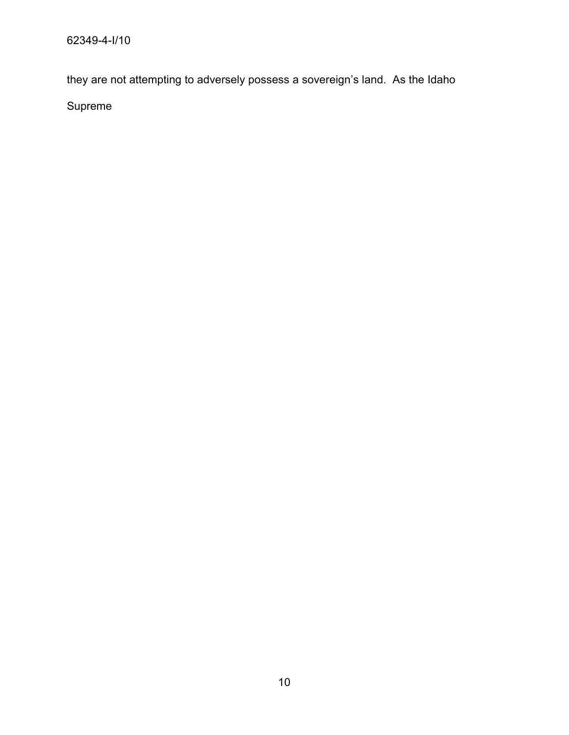they are not attempting to adversely possess a sovereign's land. As the Idaho Supreme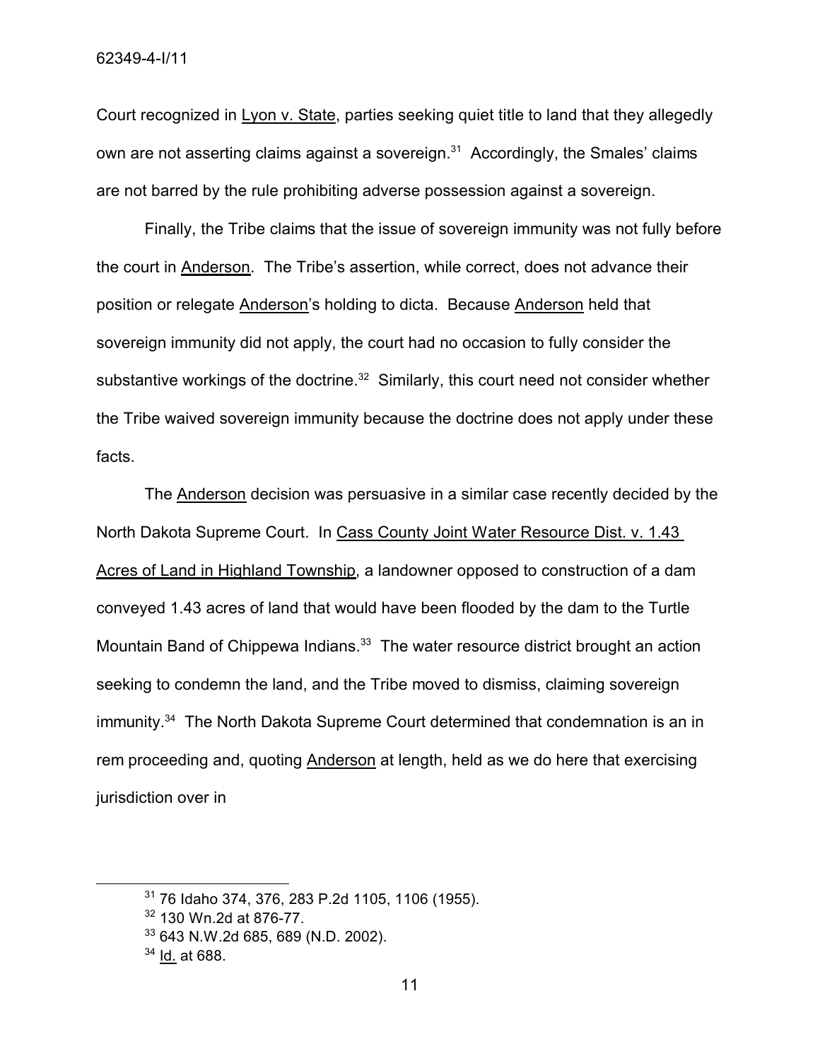Court recognized in Lyon v. State, parties seeking quiet title to land that they allegedly own are not asserting claims against a sovereign.[31] Accordingly, the Smales' claims are not barred by the rule prohibiting adverse possession against a sovereign.

Finally, the Tribe claims that the issue of sovereign immunity was not fully before the court in Anderson. The Tribe's assertion, while correct, does not advance their position or relegate Anderson's holding to dicta. Because Anderson held that sovereign immunity did not apply, the court had no occasion to fully consider the substantive workings of the doctrine.[32] Similarly, this court need not consider whether the Tribe waived sovereign immunity because the doctrine does not apply under these facts.

The Anderson decision was persuasive in a similar case recently decided by the North Dakota Supreme Court. In Cass County Joint Water Resource Dist. v. 1.43 Acres of Land in Highland Township, a landowner opposed to construction of a dam conveyed 1.43 acres of land that would have been flooded by the dam to the Turtle Mountain Band of Chippewa Indians.[33] The water resource district brought an action seeking to condemn the land, and the Tribe moved to dismiss, claiming sovereign immunity.[34] The North Dakota Supreme Court determined that condemnation is an in rem proceeding and, quoting Anderson at length, held as we do here that exercising jurisdiction over in

---

[31] 76 Idaho 374, 376, 283 P.2d 1105, 1106 (1955).

[32] 130 Wn.2d at 876-77.

[33] 643 N.W.2d 685, 689 (N.D. 2002).

[34] Id. at 688.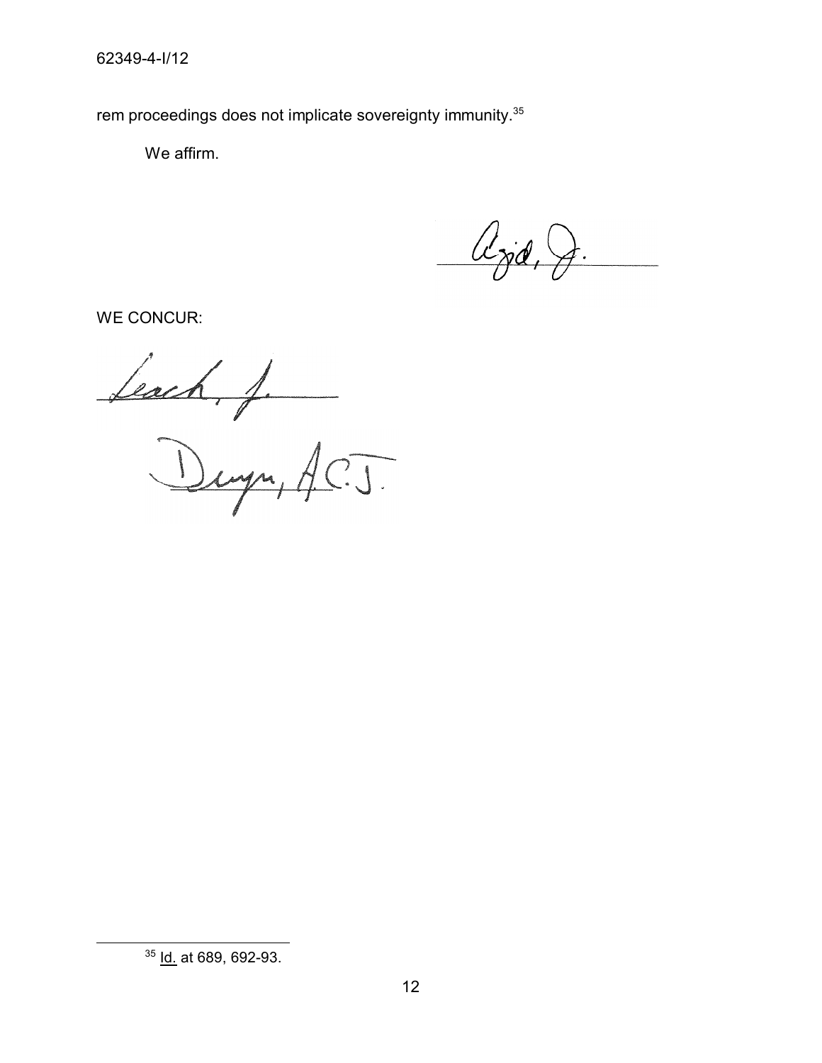rem proceedings does not implicate sovereignty immunity.[35]

We affirm.

Agid, J.

WE CONCUR:

Leach, J.

Dwyer, A.C.J.

---

[35] Id. at 689, 692-93.